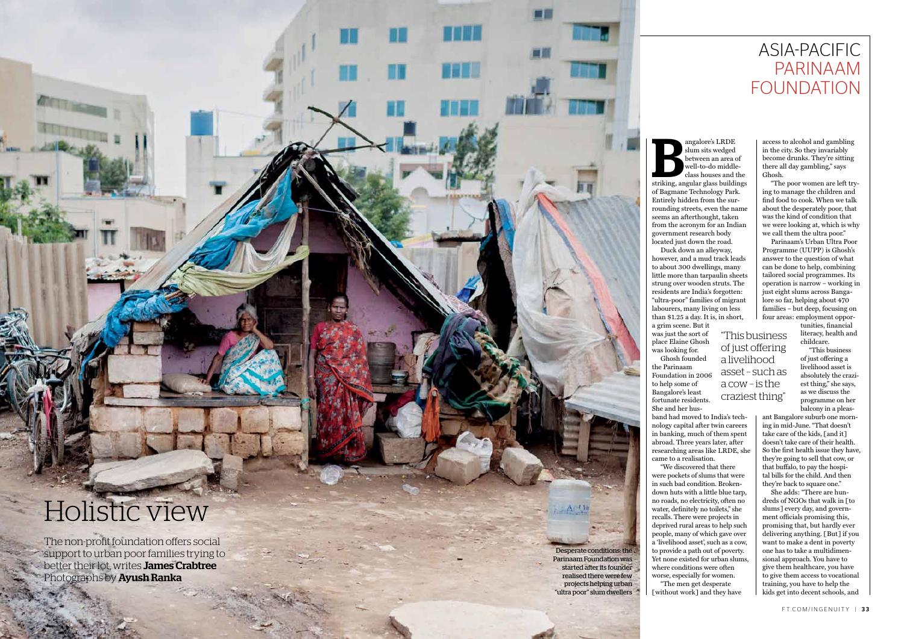# ASIA-PACIFIC PARINAAM FOUNDATION

# Holistic view

The non-profit foundation offers social support to urban poor families trying to better their lot, writes **James Crabtree** Photographs by **Ayush Ranka**

Desperate conditions: the Parinaam Foundation was started after its founder realised there were few projects helping urban "ultra poor" slum dwellers

Bangalore's LRDE slum sits wedged between an area of well-to-do middle-class houses and the striking, angular glass buildings of Bagmane Technology Park. Entirely hidden from the surrounding streets, even the name seems an afterthought, taken from the acronym for an Indian government research body located just down the road.

Duck down an alleyway, however, and a mud track leads to about 300 dwellings, many little more than tarpaulin sheets strung over wooden struts. The residents are India's forgotten: "ultra-poor" families of migrant labourers, many living on less than $1.25 a day. It is, in short, a grim scene. But it was just the sort of place Elaine Ghosh was looking for.

Ghosh founded the Parinaam Foundation in 2006 to help some of Bangalore's least fortunate residents. She and her husband had moved to India's technology capital after twin careers in banking, much of them spent abroad. Three years later, after researching areas like LRDE, she came to a realisation.

"We discovered that there were pockets of slums that were in such bad condition. Broken-down huts with a little blue tarp, no roads, no electricity, often no water, definitely no toilets," she recalls. There were projects in deprived rural areas to help such people, many of which gave over a 'livelihood asset', such as a cow, to provide a path out of poverty. Yet none existed for urban slums, where conditions were often worse, especially for women.

"The men get desperate [without work] and they have access to alcohol and gambling in the city. So they invariably become drunks. They're sitting there all day gambling," says Ghosh.

"The poor women are left trying to manage the children and find food to cook. When we talk about the desperately poor, that was the kind of condition that we were looking at, which is why we call them the ultra poor."

Parinaam's Urban Ultra Poor Programme (UUPP) is Ghosh's answer to the question of what can be done to help, combining tailored social programmes. Its operation is narrow – working in just eight slums across Bangalore so far, helping about 470 families – but deep, focusing on four areas: employment opportunities, financial literacy, health and childcare.

> "This business of just offering a livelihood asset – such as a cow – is the craziest thing"

"This business of just offering a livelihood asset is absolutely the craziest thing," she says, as we discuss the programme on her balcony in a pleasant Bangalore suburb one morning in mid-June. "That doesn't take care of the kids, [and it] doesn't take care of their health. So the first health issue they have, they're going to sell that cow, or that buffalo, to pay the hospital bills for the child. And then they're back to square one."

She adds: "There are hundreds of NGOs that walk in [to slums] every day, and government officials promising this, promising that, but hardly ever delivering anything. [But] if you want to make a dent in poverty one has to take a multidimensional approach. You have to give them healthcare, you have to give them access to vocational training, you have to help the kids get into decent schools, and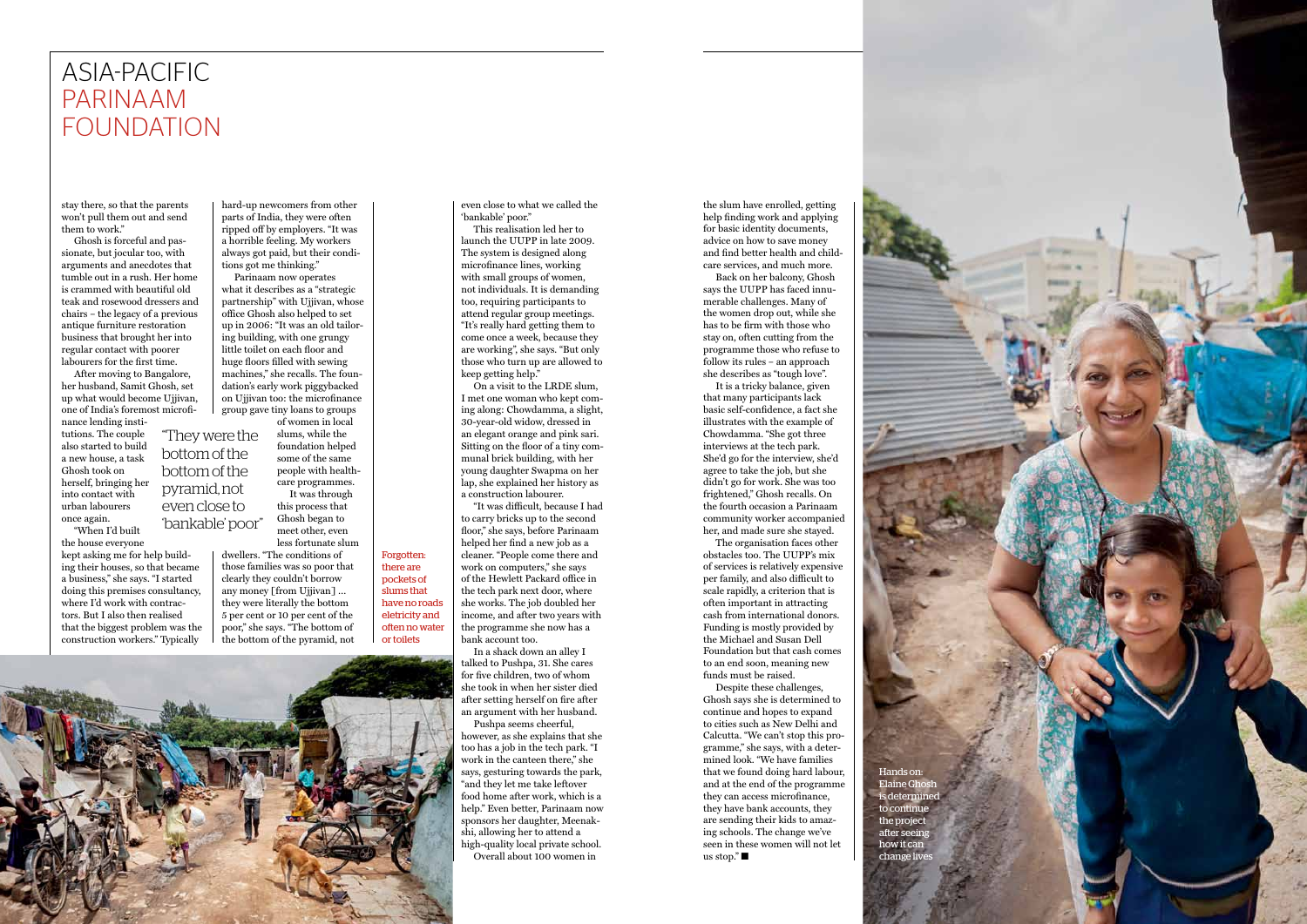# ASIA-PACIFIC PARINAAM FOUNDATION

stay there, so that the parents won't pull them out and send them to work."

Ghosh is forceful and passionate, but jocular too, with arguments and anecdotes that tumble out in a rush. Her home is crammed with beautiful old teak and rosewood dressers and chairs – the legacy of a previous antique furniture restoration business that brought her into regular contact with poorer labourers for the first time.

After moving to Bangalore, her husband, Samit Ghosh, set up what would become Ujjivan, one of India's foremost microfinance lending institutions. The couple also started to build a new house, a task Ghosh took on herself, bringing her into contact with urban labourers once again.

"When I'd built the house everyone kept asking me for help building their houses, so that became a business," she says. "I started doing this premises consultancy, where I'd work with contractors. But I also then realised that the biggest problem was the construction workers." Typically hard-up newcomers from other parts of India, they were often ripped off by employers. "It was a horrible feeling. My workers always got paid, but their conditions got me thinking."

Parinaam now operates what it describes as a "strategic partnership" with Ujjivan, whose office Ghosh also helped to set up in 2006: "It was an old tailoring building, with one grungy little toilet on each floor and huge floors filled with sewing machines," she recalls. The foundation's early work piggybacked on Ujjivan too: the microfinance group gave tiny loans to groups of women in local slums, while the foundation helped some of the same people with healthcare programmes.

> "They were the bottom of the bottom of the pyramid, not even close to 'bankable' poor"

It was through this process that Ghosh began to meet other, even less fortunate slum dwellers. "The conditions of those families was so poor that clearly they couldn't borrow any money [from Ujjivan] … they were literally the bottom 5 per cent or 10 per cent of the poor," she says. "The bottom of the bottom of the pyramid, not even close to what we called the 'bankable' poor."

Forgotten: there are pockets of slums that have no roads eletricity and often no water or toilets

This realisation led her to launch the UUPP in late 2009. The system is designed along microfinance lines, working with small groups of women, not individuals. It is demanding too, requiring participants to attend regular group meetings. "It's really hard getting them to come once a week, because they are working", she says. "But only those who turn up are allowed to keep getting help."

On a visit to the LRDE slum, I met one woman who kept coming along: Chowdamma, a slight, 30-year-old widow, dressed in an elegant orange and pink sari. Sitting on the floor of a tiny communal brick building, with her young daughter Swapma on her lap, she explained her history as a construction labourer.

"It was difficult, because I had to carry bricks up to the second floor," she says, before Parinaam helped her find a new job as a cleaner. "People come there and work on computers," she says of the Hewlett Packard office in the tech park next door, where she works. The job doubled her income, and after two years with the programme she now has a bank account too.

In a shack down an alley I talked to Pushpa, 31. She cares for five children, two of whom she took in when her sister died after setting herself on fire after an argument with her husband.

Pushpa seems cheerful, however, as she explains that she too has a job in the tech park. "I work in the canteen there," she says, gesturing towards the park, "and they let me take leftover food home after work, which is a help." Even better, Parinaam now sponsors her daughter, Meenakshi, allowing her to attend a high-quality local private school.

Overall about 100 women in the slum have enrolled, getting help finding work and applying for basic identity documents, advice on how to save money and find better health and childcare services, and much more.

Back on her balcony, Ghosh says the UUPP has faced innumerable challenges. Many of the women drop out, while she has to be firm with those who stay on, often cutting from the programme those who refuse to follow its rules – an approach she describes as "tough love".

It is a tricky balance, given that many participants lack basic self-confidence, a fact she illustrates with the example of Chowdamma. "She got three interviews at the tech park. She'd go for the interview, she'd agree to take the job, but she didn't go for work. She was too frightened," Ghosh recalls. On the fourth occasion a Parinaam community worker accompanied her, and made sure she stayed.

The organisation faces other obstacles too. The UUPP's mix of services is relatively expensive per family, and also difficult to scale rapidly, a criterion that is often important in attracting cash from international donors. Funding is mostly provided by the Michael and Susan Dell Foundation but that cash comes to an end soon, meaning new funds must be raised.

Despite these challenges, Ghosh says she is determined to continue and hopes to expand to cities such as New Delhi and Calcutta. "We can't stop this programme," she says, with a determined look. "We have families that we found doing hard labour, and at the end of the programme they can access microfinance, they have bank accounts, they are sending their kids to amazing schools. The change we've seen in these women will not let us stop." ■

Hands on: Elaine Ghosh is determined to continue the project after seeing how it can change lives